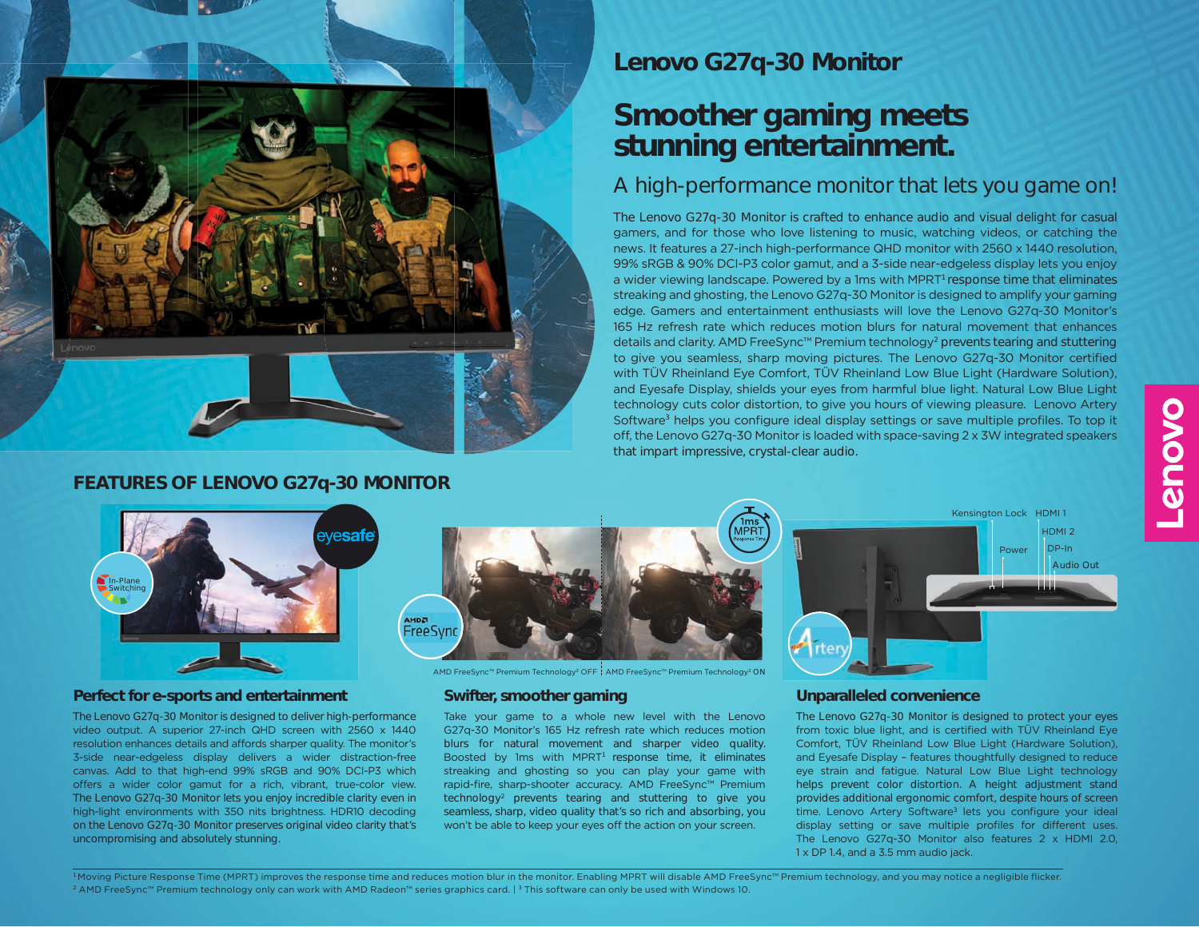# Lenovo G27q-30 Monitor

## Smoother gaming meets stunning entertainment.

### A high-performance monitor that lets you game on!

The Lenovo G27q-30 Monitor is crafted to enhance audio and visual delight for casual gamers, and for those who love listening to music, watching videos, or catching the news. It features a 27-inch high-performance QHD monitor with 2560 x 1440 resolution, 99% sRGB & 90% DCI-P3 color gamut, and a 3-side near-edgeless display lets you enjoy a wider viewing landscape. Powered by a 1ms with MPRT[1] response time that eliminates streaking and ghosting, the Lenovo G27q-30 Monitor is designed to amplify your gaming edge. Gamers and entertainment enthusiasts will love the Lenovo G27q-30 Monitor's 165 Hz refresh rate which reduces motion blurs for natural movement that enhances details and clarity. AMD FreeSync™ Premium technology[2] prevents tearing and stuttering to give you seamless, sharp moving pictures. The Lenovo G27q-30 Monitor certified with TÜV Rheinland Eye Comfort, TÜV Rheinland Low Blue Light (Hardware Solution), and Eyesafe Display, shields your eyes from harmful blue light. Natural Low Blue Light technology cuts color distortion, to give you hours of viewing pleasure. Lenovo Artery Software[3] helps you configure ideal display settings or save multiple profiles. To top it off, the Lenovo G27q-30 Monitor is loaded with space-saving 2 x 3W integrated speakers that impart impressive, crystal-clear audio.

## FEATURES OF LENOVO G27q-30 MONITOR

AMD FreeSync™ Premium Technology[2] OFF | AMD FreeSync™ Premium Technology[2] ON

Kensington Lock, HDMI 1, HDMI 2, Power, DP-In, Audio Out

### Perfect for e-sports and entertainment

The Lenovo G27q-30 Monitor is designed to deliver high-performance video output. A superior 27-inch QHD screen with 2560 x 1440 resolution enhances details and affords sharper quality. The monitor's 3-side near-edgeless display delivers a wider distraction-free canvas. Add to that high-end 99% sRGB and 90% DCI-P3 which offers a wider color gamut for a rich, vibrant, true-color view. The Lenovo G27q-30 Monitor lets you enjoy incredible clarity even in high-light environments with 350 nits brightness. HDR10 decoding on the Lenovo G27q-30 Monitor preserves original video clarity that's uncompromising and absolutely stunning.

### Swifter, smoother gaming

Take your game to a whole new level with the Lenovo G27q-30 Monitor's 165 Hz refresh rate which reduces motion blurs for natural movement and sharper video quality. Boosted by 1ms with MPRT[1] response time, it eliminates streaking and ghosting so you can play your game with rapid-fire, sharp-shooter accuracy. AMD FreeSync™ Premium technology[2] prevents tearing and stuttering to give you seamless, sharp, video quality that's so rich and absorbing, you won't be able to keep your eyes off the action on your screen.

### Unparalleled convenience

The Lenovo G27q-30 Monitor is designed to protect your eyes from toxic blue light, and is certified with TÜV Rheinland Eye Comfort, TÜV Rheinland Low Blue Light (Hardware Solution), and Eyesafe Display – features thoughtfully designed to reduce eye strain and fatigue. Natural Low Blue Light technology helps prevent color distortion. A height adjustment stand provides additional ergonomic comfort, despite hours of screen time. Lenovo Artery Software[3] lets you configure your ideal display setting or save multiple profiles for different uses. The Lenovo G27q-30 Monitor also features 2 x HDMI 2.0, 1 x DP 1.4, and a 3.5 mm audio jack.

---

[1] Moving Picture Response Time (MPRT) improves the response time and reduces motion blur in the monitor. Enabling MPRT will disable AMD FreeSync™ Premium technology, and you may notice a negligible flicker.
[2] AMD FreeSync™ Premium technology only can work with AMD Radeon™ series graphics card. | [3] This software can only be used with Windows 10.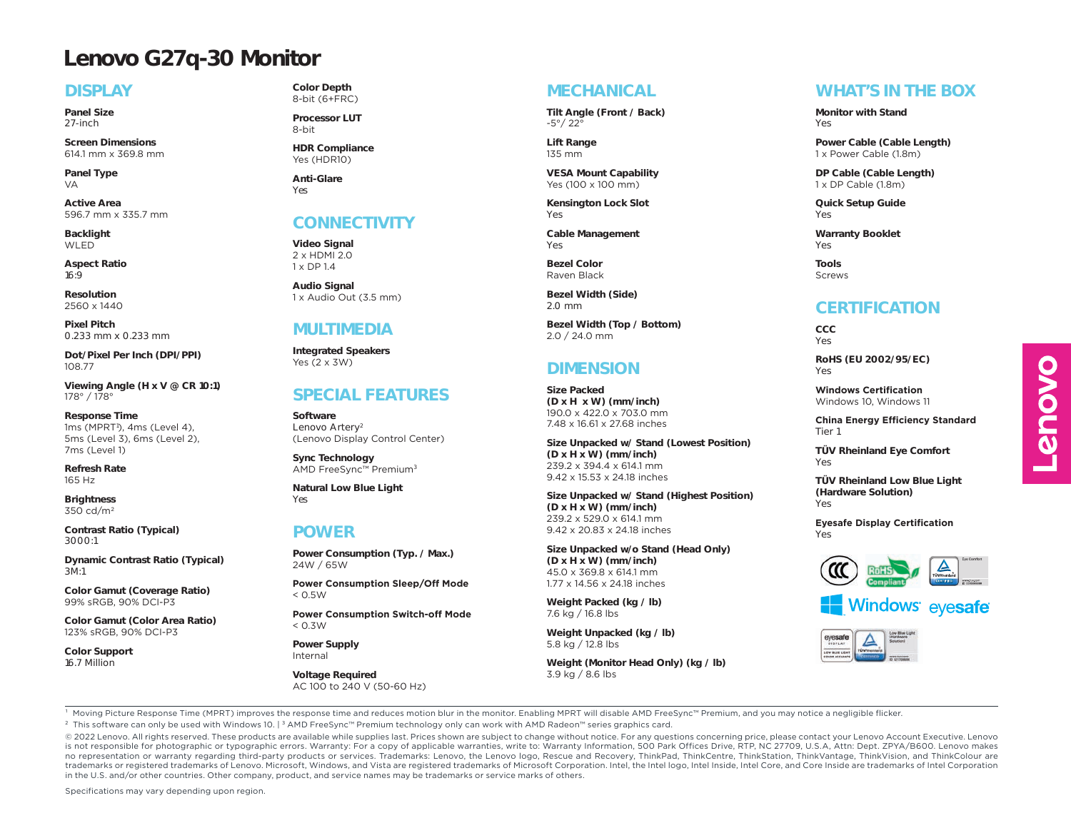# Lenovo G27q-30 Monitor

## DISPLAY

**Panel Size**
27-inch

**Screen Dimensions**
614.1 mm x 369.8 mm

**Panel Type**
VA

**Active Area**
596.7 mm x 335.7 mm

**Backlight**
WLED

**Aspect Ratio**
16:9

**Resolution**
2560 x 1440

**Pixel Pitch**
0.233 mm x 0.233 mm

**Dot/Pixel Per Inch (DPI/PPI)**
108.77

**Viewing Angle (H x V @ CR 10:1)**
178° / 178°

**Response Time**
1ms (MPRT[1]), 4ms (Level 4), 5ms (Level 3), 6ms (Level 2), 7ms (Level 1)

**Refresh Rate**
165 Hz

**Brightness**
350 cd/m²

**Contrast Ratio (Typical)**
3000:1

**Dynamic Contrast Ratio (Typical)**
3M:1

**Color Gamut (Coverage Ratio)**
99% sRGB, 90% DCI-P3

**Color Gamut (Color Area Ratio)**
123% sRGB, 90% DCI-P3

**Color Support**
16.7 Million

**Color Depth**
8-bit (6+FRC)

**Processor LUT**
8-bit

**HDR Compliance**
Yes (HDR10)

**Anti-Glare**
Yes

## CONNECTIVITY

**Video Signal**
2 x HDMI 2.0
1 x DP 1.4

**Audio Signal**
1 x Audio Out (3.5 mm)

## MULTIMEDIA

**Integrated Speakers**
Yes (2 x 3W)

## SPECIAL FEATURES

**Software**
Lenovo Artery[2]
(Lenovo Display Control Center)

**Sync Technology**
AMD FreeSync™ Premium[3]

**Natural Low Blue Light**
Yes

## POWER

**Power Consumption (Typ. / Max.)**
24W / 65W

**Power Consumption Sleep/Off Mode**
< 0.5W

**Power Consumption Switch-off Mode**
< 0.3W

**Power Supply**
Internal

**Voltage Required**
AC 100 to 240 V (50-60 Hz)

## MECHANICAL

**Tilt Angle (Front / Back)**
-5°/ 22°

**Lift Range**
135 mm

**VESA Mount Capability**
Yes (100 x 100 mm)

**Kensington Lock Slot**
Yes

**Cable Management**
Yes

**Bezel Color**
Raven Black

**Bezel Width (Side)**
2.0 mm

**Bezel Width (Top / Bottom)**
2.0 / 24.0 mm

## DIMENSION

**Size Packed (D x H x W) (mm/inch)**
190.0 x 422.0 x 703.0 mm
7.48 x 16.61 x 27.68 inches

**Size Unpacked w/ Stand (Lowest Position) (D x H x W) (mm/inch)**
239.2 x 394.4 x 614.1 mm
9.42 x 15.53 x 24.18 inches

**Size Unpacked w/ Stand (Highest Position) (D x H x W) (mm/inch)**
239.2 x 529.0 x 614.1 mm
9.42 x 20.83 x 24.18 inches

**Size Unpacked w/o Stand (Head Only) (D x H x W) (mm/inch)**
45.0 x 369.8 x 614.1 mm
1.77 x 14.56 x 24.18 inches

**Weight Packed (kg / lb)**
7.6 kg / 16.8 lbs

**Weight Unpacked (kg / lb)**
5.8 kg / 12.8 lbs

**Weight (Monitor Head Only) (kg / lb)**
3.9 kg / 8.6 lbs

## WHAT'S IN THE BOX

**Monitor with Stand**
Yes

**Power Cable (Cable Length)**
1 x Power Cable (1.8m)

**DP Cable (Cable Length)**
1 x DP Cable (1.8m)

**Quick Setup Guide**
Yes

**Warranty Booklet**
Yes

**Tools**
Screws

## CERTIFICATION

**CCC**
Yes

**RoHS (EU 2002/95/EC)**
Yes

**Windows Certification**
Windows 10, Windows 11

**China Energy Efficiency Standard**
Tier 1

**TÜV Rheinland Eye Comfort**
Yes

**TÜV Rheinland Low Blue Light (Hardware Solution)**
Yes

**Eyesafe Display Certification**
Yes

---

[1] Moving Picture Response Time (MPRT) improves the response time and reduces motion blur in the monitor. Enabling MPRT will disable AMD FreeSync™ Premium, and you may notice a negligible flicker.

[2] This software can only be used with Windows 10. | [3] AMD FreeSync™ Premium technology only can work with AMD Radeon™ series graphics card.

© 2022 Lenovo. All rights reserved. These products are available while supplies last. Prices shown are subject to change without notice. For any questions concerning price, please contact your Lenovo Account Executive. Lenovo is not responsible for photographic or typographic errors. Warranty: For a copy of applicable warranties, write to: Warranty Information, 500 Park Offices Drive, RTP, NC 27709, U.S.A, Attn: Dept. ZPYA/B600. Lenovo makes no representation or warranty regarding third-party products or services. Trademarks: Lenovo, the Lenovo logo, Rescue and Recovery, ThinkPad, ThinkCentre, ThinkStation, ThinkVantage, ThinkVision, and ThinkColour are trademarks or registered trademarks of Lenovo. Microsoft, Windows, and Vista are registered trademarks of Microsoft Corporation. Intel, the Intel logo, Intel Inside, Intel Core, and Core Inside are trademarks of Intel Corporation in the U.S. and/or other countries. Other company, product, and service names may be trademarks or service marks of others.

Specifications may vary depending upon region.